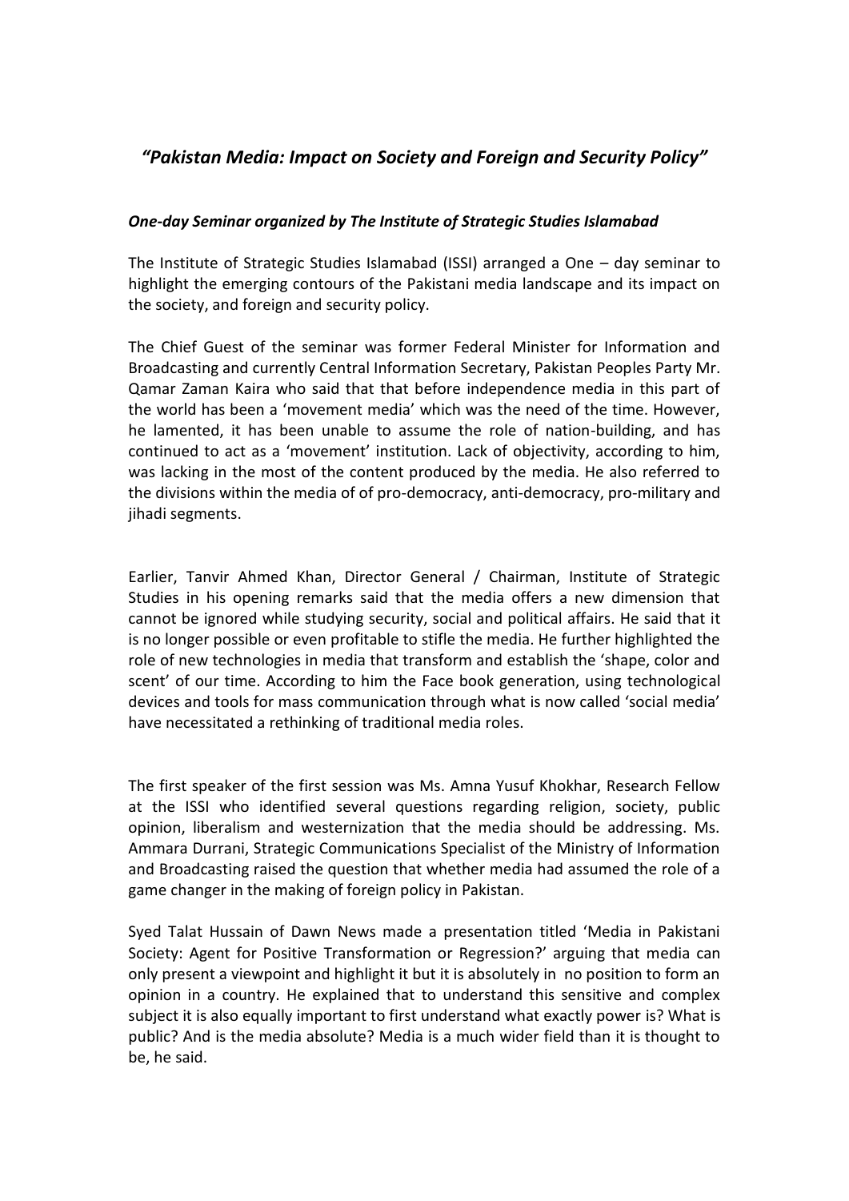# *"Pakistan Media: Impact on Society and Foreign and Security Policy"*

***One-day Seminar organized by The Institute of Strategic Studies Islamabad***

The Institute of Strategic Studies Islamabad (ISSI) arranged a One – day seminar to highlight the emerging contours of the Pakistani media landscape and its impact on the society, and foreign and security policy.

The Chief Guest of the seminar was former Federal Minister for Information and Broadcasting and currently Central Information Secretary, Pakistan Peoples Party Mr. Qamar Zaman Kaira who said that that before independence media in this part of the world has been a 'movement media' which was the need of the time. However, he lamented, it has been unable to assume the role of nation-building, and has continued to act as a 'movement' institution. Lack of objectivity, according to him, was lacking in the most of the content produced by the media. He also referred to the divisions within the media of of pro-democracy, anti-democracy, pro-military and jihadi segments.

Earlier, Tanvir Ahmed Khan, Director General / Chairman, Institute of Strategic Studies in his opening remarks said that the media offers a new dimension that cannot be ignored while studying security, social and political affairs. He said that it is no longer possible or even profitable to stifle the media. He further highlighted the role of new technologies in media that transform and establish the 'shape, color and scent' of our time. According to him the Face book generation, using technological devices and tools for mass communication through what is now called 'social media' have necessitated a rethinking of traditional media roles.

The first speaker of the first session was Ms. Amna Yusuf Khokhar, Research Fellow at the ISSI who identified several questions regarding religion, society, public opinion, liberalism and westernization that the media should be addressing. Ms. Ammara Durrani, Strategic Communications Specialist of the Ministry of Information and Broadcasting raised the question that whether media had assumed the role of a game changer in the making of foreign policy in Pakistan.

Syed Talat Hussain of Dawn News made a presentation titled 'Media in Pakistani Society: Agent for Positive Transformation or Regression?' arguing that media can only present a viewpoint and highlight it but it is absolutely in no position to form an opinion in a country. He explained that to understand this sensitive and complex subject it is also equally important to first understand what exactly power is? What is public? And is the media absolute? Media is a much wider field than it is thought to be, he said.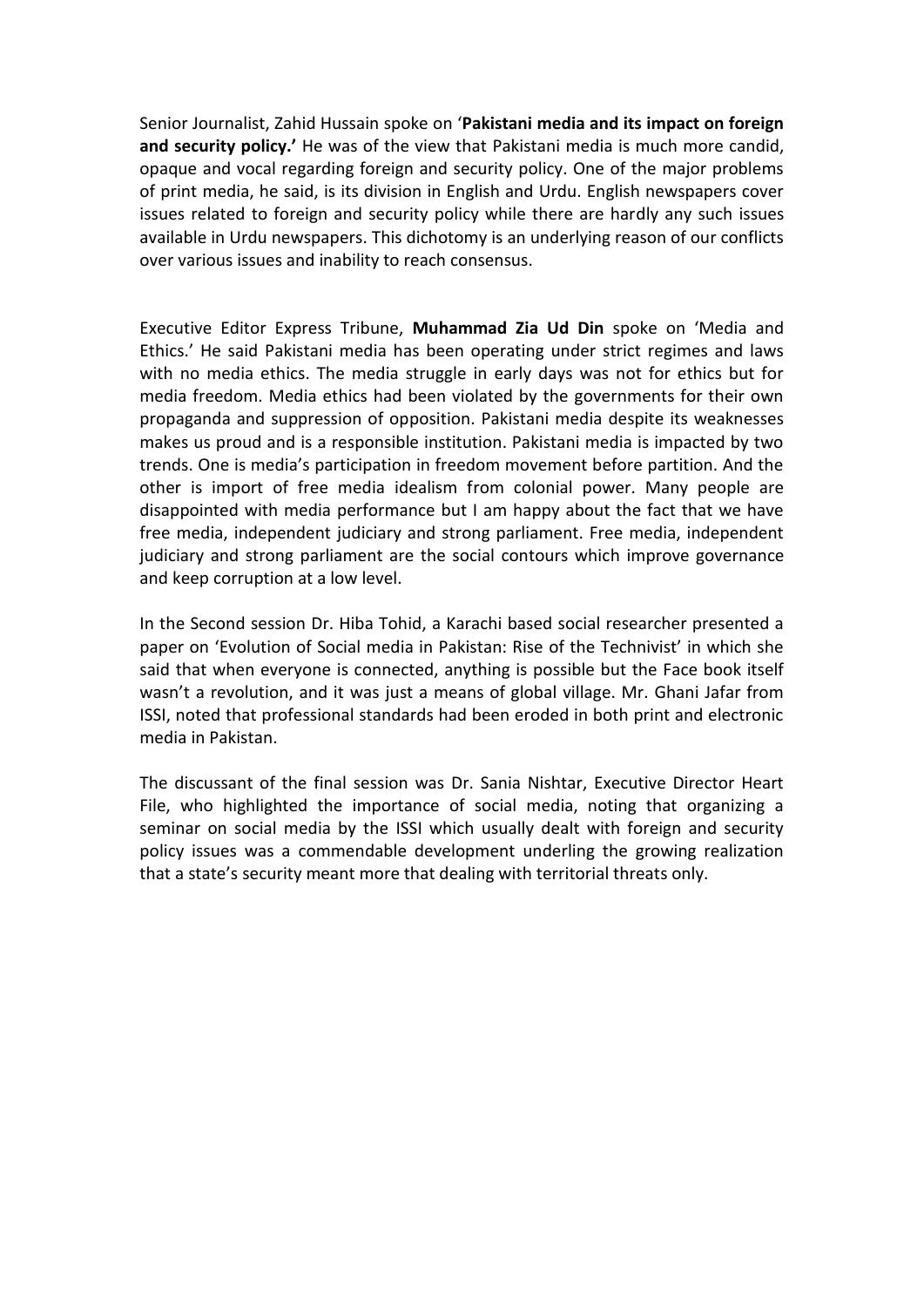Senior Journalist, Zahid Hussain spoke on '**Pakistani media and its impact on foreign and security policy.'** He was of the view that Pakistani media is much more candid, opaque and vocal regarding foreign and security policy. One of the major problems of print media, he said, is its division in English and Urdu. English newspapers cover issues related to foreign and security policy while there are hardly any such issues available in Urdu newspapers. This dichotomy is an underlying reason of our conflicts over various issues and inability to reach consensus.

Executive Editor Express Tribune, **Muhammad Zia Ud Din** spoke on 'Media and Ethics.' He said Pakistani media has been operating under strict regimes and laws with no media ethics. The media struggle in early days was not for ethics but for media freedom. Media ethics had been violated by the governments for their own propaganda and suppression of opposition. Pakistani media despite its weaknesses makes us proud and is a responsible institution. Pakistani media is impacted by two trends. One is media's participation in freedom movement before partition. And the other is import of free media idealism from colonial power. Many people are disappointed with media performance but I am happy about the fact that we have free media, independent judiciary and strong parliament. Free media, independent judiciary and strong parliament are the social contours which improve governance and keep corruption at a low level.

In the Second session Dr. Hiba Tohid, a Karachi based social researcher presented a paper on 'Evolution of Social media in Pakistan: Rise of the Technivist' in which she said that when everyone is connected, anything is possible but the Face book itself wasn't a revolution, and it was just a means of global village. Mr. Ghani Jafar from ISSI, noted that professional standards had been eroded in both print and electronic media in Pakistan.

The discussant of the final session was Dr. Sania Nishtar, Executive Director Heart File, who highlighted the importance of social media, noting that organizing a seminar on social media by the ISSI which usually dealt with foreign and security policy issues was a commendable development underling the growing realization that a state's security meant more that dealing with territorial threats only.